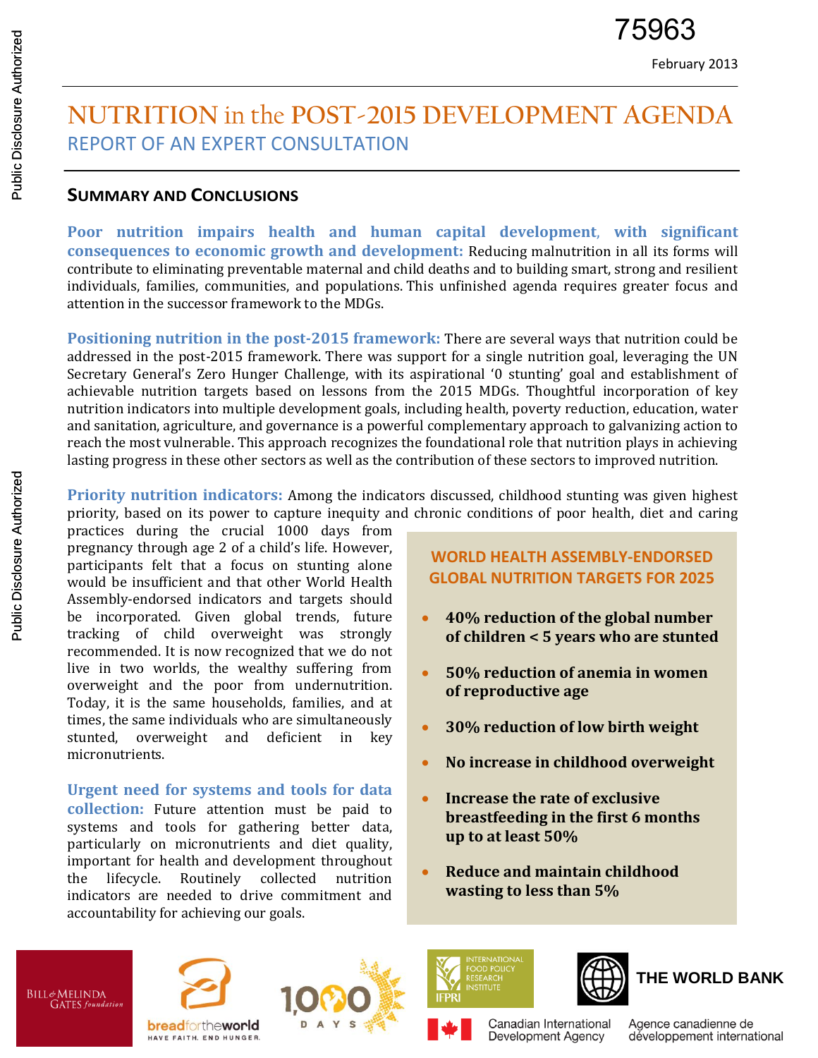75963

February 2013

# NUTRITION in the POST-2015 DEVELOPMENT AGENDA

## REPORT OF AN EXPERT CONSULTATION

### SUMMARY AND CONCLUSIONS

**Poor nutrition impairs health and human capital development, with significant consequences to economic growth and development:** Reducing malnutrition in all its forms will contribute to eliminating preventable maternal and child deaths and to building smart, strong and resilient individuals, families, communities, and populations. This unfinished agenda requires greater focus and attention in the successor framework to the MDGs.

**Positioning nutrition in the post-2015 framework:** There are several ways that nutrition could be addressed in the post-2015 framework. There was support for a single nutrition goal, leveraging the UN Secretary General's Zero Hunger Challenge, with its aspirational '0 stunting' goal and establishment of achievable nutrition targets based on lessons from the 2015 MDGs. Thoughtful incorporation of key nutrition indicators into multiple development goals, including health, poverty reduction, education, water and sanitation, agriculture, and governance is a powerful complementary approach to galvanizing action to reach the most vulnerable. This approach recognizes the foundational role that nutrition plays in achieving lasting progress in these other sectors as well as the contribution of these sectors to improved nutrition.

**Priority nutrition indicators:** Among the indicators discussed, childhood stunting was given highest priority, based on its power to capture inequity and chronic conditions of poor health, diet and caring practices during the crucial 1000 days from pregnancy through age 2 of a child's life. However, participants felt that a focus on stunting alone would be insufficient and that other World Health Assembly-endorsed indicators and targets should be incorporated. Given global trends, future tracking of child overweight was strongly recommended. It is now recognized that we do not live in two worlds, the wealthy suffering from overweight and the poor from undernutrition. Today, it is the same households, families, and at times, the same individuals who are simultaneously stunted, overweight and deficient in key micronutrients.

**Urgent need for systems and tools for data collection:** Future attention must be paid to systems and tools for gathering better data, particularly on micronutrients and diet quality, important for health and development throughout the lifecycle. Routinely collected nutrition indicators are needed to drive commitment and accountability for achieving our goals.

#### WORLD HEALTH ASSEMBLY-ENDORSED GLOBAL NUTRITION TARGETS FOR 2025

- **40% reduction of the global number of children < 5 years who are stunted**
- **50% reduction of anemia in women of reproductive age**
- **30% reduction of low birth weight**
- **No increase in childhood overweight**
- **Increase the rate of exclusive breastfeeding in the first 6 months up to at least 50%**
- **Reduce and maintain childhood wasting to less than 5%**

BILL & MELINDA GATES foundation | bread for the world — HAVE FAITH. END HUNGER. | 1,000 DAYS | INTERNATIONAL FOOD POLICY RESEARCH INSTITUTE — IFPRI | THE WORLD BANK | Canadian International Development Agency | Agence canadienne de développement international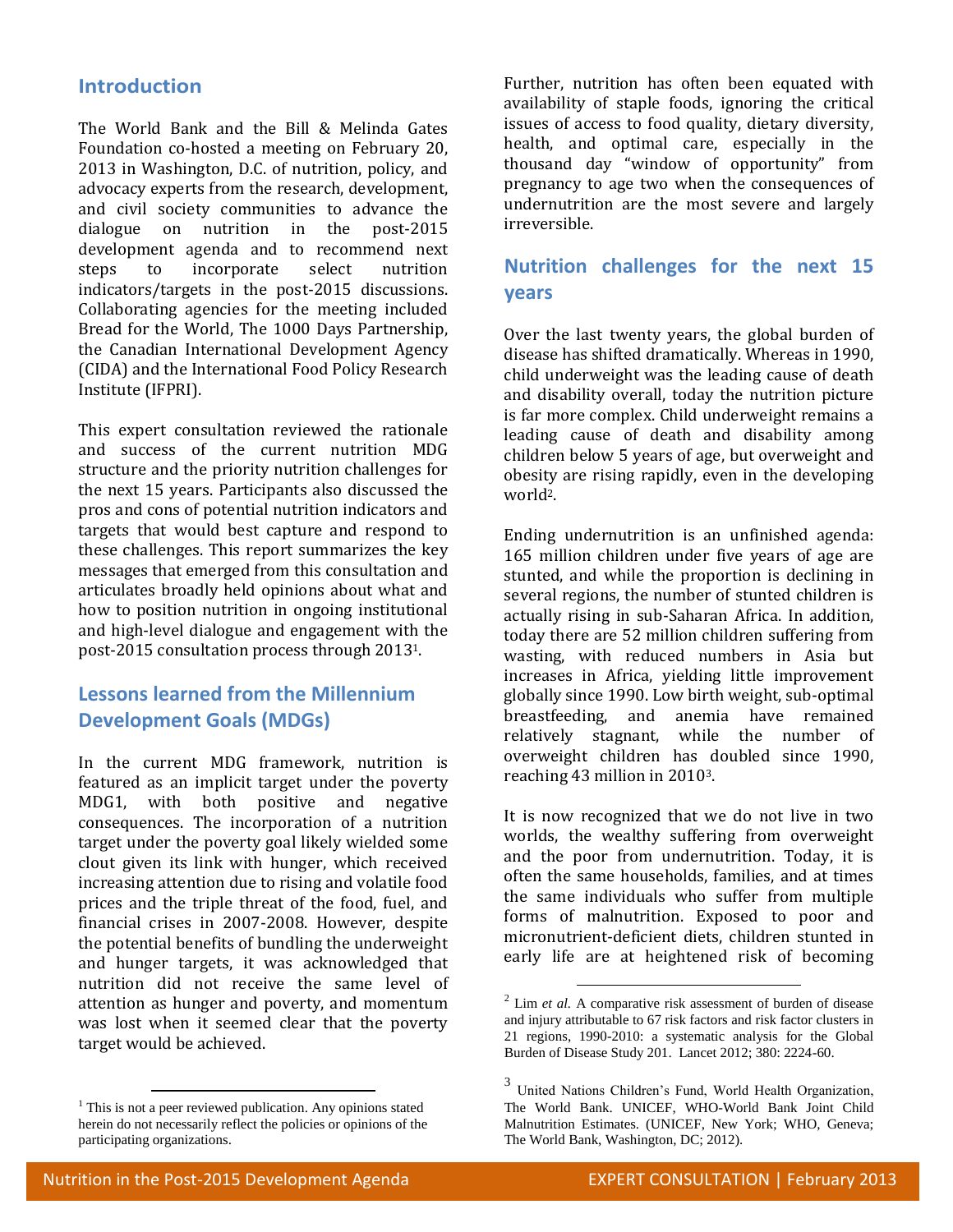## Introduction

The World Bank and the Bill & Melinda Gates Foundation co-hosted a meeting on February 20, 2013 in Washington, D.C. of nutrition, policy, and advocacy experts from the research, development, and civil society communities to advance the dialogue on nutrition in the post-2015 development agenda and to recommend next steps to incorporate select nutrition indicators/targets in the post-2015 discussions. Collaborating agencies for the meeting included Bread for the World, The 1000 Days Partnership, the Canadian International Development Agency (CIDA) and the International Food Policy Research Institute (IFPRI).

This expert consultation reviewed the rationale and success of the current nutrition MDG structure and the priority nutrition challenges for the next 15 years. Participants also discussed the pros and cons of potential nutrition indicators and targets that would best capture and respond to these challenges. This report summarizes the key messages that emerged from this consultation and articulates broadly held opinions about what and how to position nutrition in ongoing institutional and high-level dialogue and engagement with the post-2015 consultation process through 2013[1].

## Lessons learned from the Millennium Development Goals (MDGs)

In the current MDG framework, nutrition is featured as an implicit target under the poverty MDG1, with both positive and negative consequences. The incorporation of a nutrition target under the poverty goal likely wielded some clout given its link with hunger, which received increasing attention due to rising and volatile food prices and the triple threat of the food, fuel, and financial crises in 2007-2008. However, despite the potential benefits of bundling the underweight and hunger targets, it was acknowledged that nutrition did not receive the same level of attention as hunger and poverty, and momentum was lost when it seemed clear that the poverty target would be achieved.

Further, nutrition has often been equated with availability of staple foods, ignoring the critical issues of access to food quality, dietary diversity, health, and optimal care, especially in the thousand day "window of opportunity" from pregnancy to age two when the consequences of undernutrition are the most severe and largely irreversible.

## Nutrition challenges for the next 15 years

Over the last twenty years, the global burden of disease has shifted dramatically. Whereas in 1990, child underweight was the leading cause of death and disability overall, today the nutrition picture is far more complex. Child underweight remains a leading cause of death and disability among children below 5 years of age, but overweight and obesity are rising rapidly, even in the developing world[2].

Ending undernutrition is an unfinished agenda: 165 million children under five years of age are stunted, and while the proportion is declining in several regions, the number of stunted children is actually rising in sub-Saharan Africa. In addition, today there are 52 million children suffering from wasting, with reduced numbers in Asia but increases in Africa, yielding little improvement globally since 1990. Low birth weight, sub-optimal breastfeeding, and anemia have remained relatively stagnant, while the number of overweight children has doubled since 1990, reaching 43 million in 2010[3].

It is now recognized that we do not live in two worlds, the wealthy suffering from overweight and the poor from undernutrition. Today, it is often the same households, families, and at times the same individuals who suffer from multiple forms of malnutrition. Exposed to poor and micronutrient-deficient diets, children stunted in early life are at heightened risk of becoming

---

[1] This is not a peer reviewed publication. Any opinions stated herein do not necessarily reflect the policies or opinions of the participating organizations.

[2] Lim *et al.* A comparative risk assessment of burden of disease and injury attributable to 67 risk factors and risk factor clusters in 21 regions, 1990-2010: a systematic analysis for the Global Burden of Disease Study 201. Lancet 2012; 380: 2224-60.

[3] United Nations Children's Fund, World Health Organization, The World Bank. UNICEF, WHO-World Bank Joint Child Malnutrition Estimates. (UNICEF, New York; WHO, Geneva; The World Bank, Washington, DC; 2012).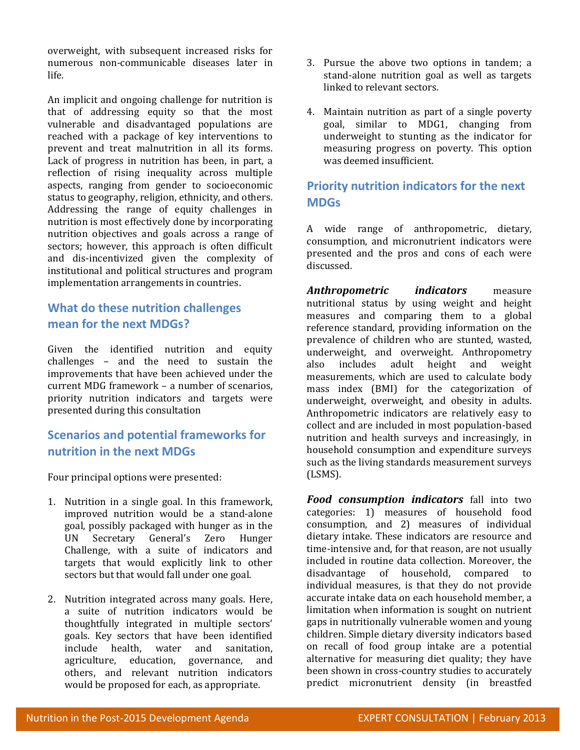overweight, with subsequent increased risks for numerous non-communicable diseases later in life.

An implicit and ongoing challenge for nutrition is that of addressing equity so that the most vulnerable and disadvantaged populations are reached with a package of key interventions to prevent and treat malnutrition in all its forms. Lack of progress in nutrition has been, in part, a reflection of rising inequality across multiple aspects, ranging from gender to socioeconomic status to geography, religion, ethnicity, and others. Addressing the range of equity challenges in nutrition is most effectively done by incorporating nutrition objectives and goals across a range of sectors; however, this approach is often difficult and dis-incentivized given the complexity of institutional and political structures and program implementation arrangements in countries.

## What do these nutrition challenges mean for the next MDGs?

Given the identified nutrition and equity challenges – and the need to sustain the improvements that have been achieved under the current MDG framework – a number of scenarios, priority nutrition indicators and targets were presented during this consultation

## Scenarios and potential frameworks for nutrition in the next MDGs

Four principal options were presented:

1. Nutrition in a single goal. In this framework, improved nutrition would be a stand-alone goal, possibly packaged with hunger as in the UN Secretary General's Zero Hunger Challenge, with a suite of indicators and targets that would explicitly link to other sectors but that would fall under one goal.

2. Nutrition integrated across many goals. Here, a suite of nutrition indicators would be thoughtfully integrated in multiple sectors' goals. Key sectors that have been identified include health, water and sanitation, agriculture, education, governance, and others, and relevant nutrition indicators would be proposed for each, as appropriate.

3. Pursue the above two options in tandem; a stand-alone nutrition goal as well as targets linked to relevant sectors.

4. Maintain nutrition as part of a single poverty goal, similar to MDG1, changing from underweight to stunting as the indicator for measuring progress on poverty. This option was deemed insufficient.

## Priority nutrition indicators for the next MDGs

A wide range of anthropometric, dietary, consumption, and micronutrient indicators were presented and the pros and cons of each were discussed.

***Anthropometric indicators*** measure nutritional status by using weight and height measures and comparing them to a global reference standard, providing information on the prevalence of children who are stunted, wasted, underweight, and overweight. Anthropometry also includes adult height and weight measurements, which are used to calculate body mass index (BMI) for the categorization of underweight, overweight, and obesity in adults. Anthropometric indicators are relatively easy to collect and are included in most population-based nutrition and health surveys and increasingly, in household consumption and expenditure surveys such as the living standards measurement surveys (LSMS).

***Food consumption indicators*** fall into two categories: 1) measures of household food consumption, and 2) measures of individual dietary intake. These indicators are resource and time-intensive and, for that reason, are not usually included in routine data collection. Moreover, the disadvantage of household, compared to individual measures, is that they do not provide accurate intake data on each household member, a limitation when information is sought on nutrient gaps in nutritionally vulnerable women and young children. Simple dietary diversity indicators based on recall of food group intake are a potential alternative for measuring diet quality; they have been shown in cross-country studies to accurately predict micronutrient density (in breastfed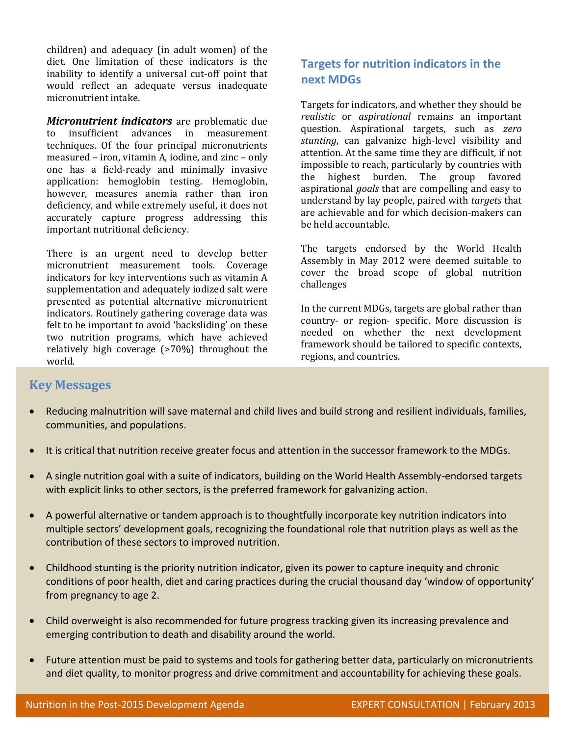children) and adequacy (in adult women) of the diet. One limitation of these indicators is the inability to identify a universal cut-off point that would reflect an adequate versus inadequate micronutrient intake.

***Micronutrient indicators*** are problematic due to insufficient advances in measurement techniques. Of the four principal micronutrients measured – iron, vitamin A, iodine, and zinc – only one has a field-ready and minimally invasive application: hemoglobin testing. Hemoglobin, however, measures anemia rather than iron deficiency, and while extremely useful, it does not accurately capture progress addressing this important nutritional deficiency.

There is an urgent need to develop better micronutrient measurement tools. Coverage indicators for key interventions such as vitamin A supplementation and adequately iodized salt were presented as potential alternative micronutrient indicators. Routinely gathering coverage data was felt to be important to avoid 'backsliding' on these two nutrition programs, which have achieved relatively high coverage (>70%) throughout the world.

## Targets for nutrition indicators in the next MDGs

Targets for indicators, and whether they should be *realistic* or *aspirational* remains an important question. Aspirational targets, such as *zero stunting*, can galvanize high-level visibility and attention. At the same time they are difficult, if not impossible to reach, particularly by countries with the highest burden. The group favored aspirational *goals* that are compelling and easy to understand by lay people, paired with *targets* that are achievable and for which decision-makers can be held accountable.

The targets endorsed by the World Health Assembly in May 2012 were deemed suitable to cover the broad scope of global nutrition challenges

In the current MDGs, targets are global rather than country- or region- specific. More discussion is needed on whether the next development framework should be tailored to specific contexts, regions, and countries.

## Key Messages

- Reducing malnutrition will save maternal and child lives and build strong and resilient individuals, families, communities, and populations.
- It is critical that nutrition receive greater focus and attention in the successor framework to the MDGs.
- A single nutrition goal with a suite of indicators, building on the World Health Assembly-endorsed targets with explicit links to other sectors, is the preferred framework for galvanizing action.
- A powerful alternative or tandem approach is to thoughtfully incorporate key nutrition indicators into multiple sectors' development goals, recognizing the foundational role that nutrition plays as well as the contribution of these sectors to improved nutrition.
- Childhood stunting is the priority nutrition indicator, given its power to capture inequity and chronic conditions of poor health, diet and caring practices during the crucial thousand day 'window of opportunity' from pregnancy to age 2.
- Child overweight is also recommended for future progress tracking given its increasing prevalence and emerging contribution to death and disability around the world.
- Future attention must be paid to systems and tools for gathering better data, particularly on micronutrients and diet quality, to monitor progress and drive commitment and accountability for achieving these goals.